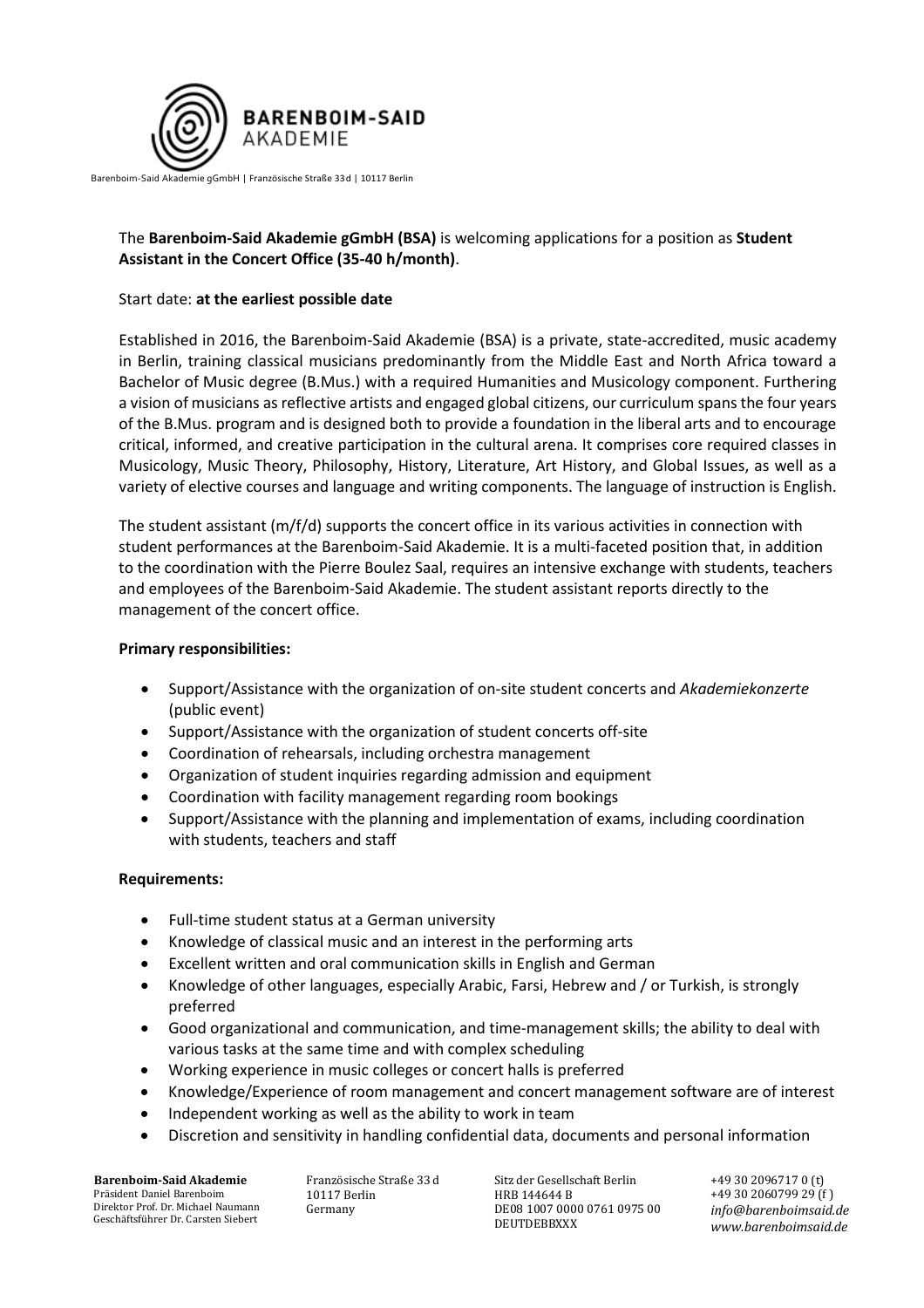Barenboim-Said Akademie gGmbH | Französische Straße 33d | 10117 Berlin

The **Barenboim-Said Akademie gGmbH (BSA)** is welcoming applications for a position as **Student Assistant in the Concert Office (35-40 h/month)**.

Start date: **at the earliest possible date**

Established in 2016, the Barenboim-Said Akademie (BSA) is a private, state-accredited, music academy in Berlin, training classical musicians predominantly from the Middle East and North Africa toward a Bachelor of Music degree (B.Mus.) with a required Humanities and Musicology component. Furthering a vision of musicians as reflective artists and engaged global citizens, our curriculum spans the four years of the B.Mus. program and is designed both to provide a foundation in the liberal arts and to encourage critical, informed, and creative participation in the cultural arena. It comprises core required classes in Musicology, Music Theory, Philosophy, History, Literature, Art History, and Global Issues, as well as a variety of elective courses and language and writing components. The language of instruction is English.

The student assistant (m/f/d) supports the concert office in its various activities in connection with student performances at the Barenboim-Said Akademie. It is a multi-faceted position that, in addition to the coordination with the Pierre Boulez Saal, requires an intensive exchange with students, teachers and employees of the Barenboim-Said Akademie. The student assistant reports directly to the management of the concert office.

**Primary responsibilities:**

- Support/Assistance with the organization of on-site student concerts and *Akademiekonzerte* (public event)
- Support/Assistance with the organization of student concerts off-site
- Coordination of rehearsals, including orchestra management
- Organization of student inquiries regarding admission and equipment
- Coordination with facility management regarding room bookings
- Support/Assistance with the planning and implementation of exams, including coordination with students, teachers and staff

**Requirements:**

- Full-time student status at a German university
- Knowledge of classical music and an interest in the performing arts
- Excellent written and oral communication skills in English and German
- Knowledge of other languages, especially Arabic, Farsi, Hebrew and / or Turkish, is strongly preferred
- Good organizational and communication, and time-management skills; the ability to deal with various tasks at the same time and with complex scheduling
- Working experience in music colleges or concert halls is preferred
- Knowledge/Experience of room management and concert management software are of interest
- Independent working as well as the ability to work in team
- Discretion and sensitivity in handling confidential data, documents and personal information

**Barenboim-Said Akademie**
Präsident Daniel Barenboim
Direktor Prof. Dr. Michael Naumann
Geschäftsführer Dr. Carsten Siebert

Französische Straße 33 d
10117 Berlin
Germany

Sitz der Gesellschaft Berlin
HRB 144644 B
DE08 1007 0000 0761 0975 00
DEUTDEBBXXX

+49 30 2096717 0 (t)
+49 30 2060799 29 (f)
*info@barenboimsaid.de*
*www.barenboimsaid.de*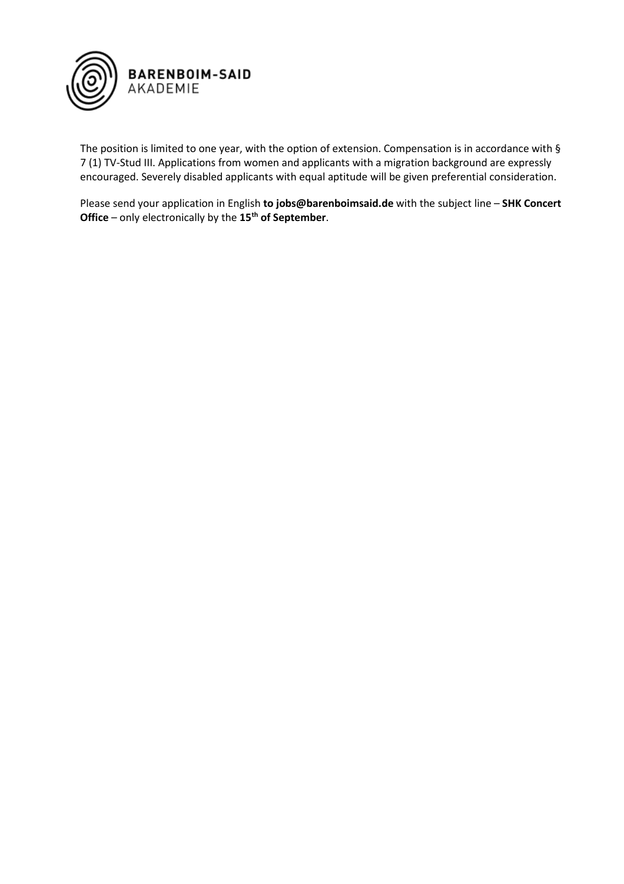The position is limited to one year, with the option of extension. Compensation is in accordance with § 7 (1) TV-Stud III. Applications from women and applicants with a migration background are expressly encouraged. Severely disabled applicants with equal aptitude will be given preferential consideration.

Please send your application in English **to jobs@barenboimsaid.de** with the subject line – **SHK Concert Office** – only electronically by the **15th of September**.